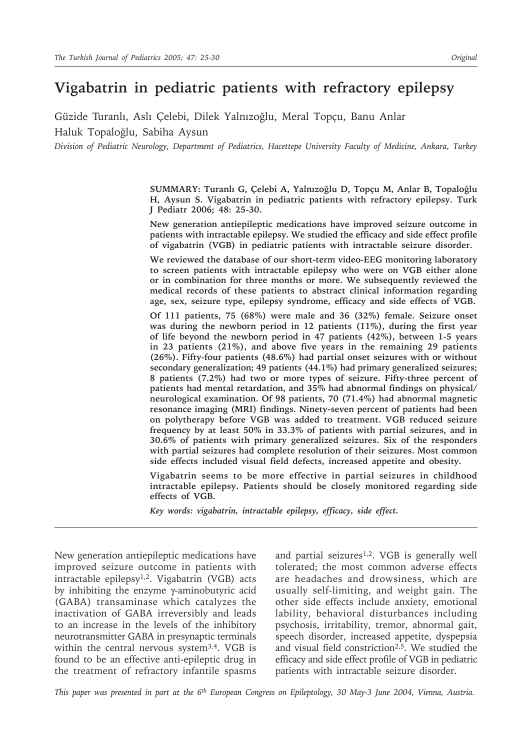# Vigabatrin in pediatric patients with refractory epilepsy

Güzide Turanlı, Aslı Çelebi, Dilek Yalnızoğlu, Meral Topçu, Banu Anlar
Haluk Topaloğlu, Sabiha Aysun

*Division of Pediatric Neurology, Department of Pediatrics, Hacettepe University Faculty of Medicine, Ankara, Turkey*

**SUMMARY: Turanlı G, Çelebi A, Yalnızoğlu D, Topçu M, Anlar B, Topaloğlu H, Aysun S. Vigabatrin in pediatric patients with refractory epilepsy. Turk J Pediatr 2006; 48: 25-30.**

**New generation antiepileptic medications have improved seizure outcome in patients with intractable epilepsy. We studied the efficacy and side effect profile of vigabatrin (VGB) in pediatric patients with intractable seizure disorder.**

**We reviewed the database of our short-term video-EEG monitoring laboratory to screen patients with intractable epilepsy who were on VGB either alone or in combination for three months or more. We subsequently reviewed the medical records of these patients to abstract clinical information regarding age, sex, seizure type, epilepsy syndrome, efficacy and side effects of VGB.**

**Of 111 patients, 75 (68%) were male and 36 (32%) female. Seizure onset was during the newborn period in 12 patients (11%), during the first year of life beyond the newborn period in 47 patients (42%), between 1-5 years in 23 patients (21%), and above five years in the remaining 29 patients (26%). Fifty-four patients (48.6%) had partial onset seizures with or without secondary generalization; 49 patients (44.1%) had primary generalized seizures; 8 patients (7.2%) had two or more types of seizure. Fifty-three percent of patients had mental retardation, and 35% had abnormal findings on physical/neurological examination. Of 98 patients, 70 (71.4%) had abnormal magnetic resonance imaging (MRI) findings. Ninety-seven percent of patients had been on polytherapy before VGB was added to treatment. VGB reduced seizure frequency by at least 50% in 33.3% of patients with partial seizures, and in 30.6% of patients with primary generalized seizures. Six of the responders with partial seizures had complete resolution of their seizures. Most common side effects included visual field defects, increased appetite and obesity.**

**Vigabatrin seems to be more effective in partial seizures in childhood intractable epilepsy. Patients should be closely monitored regarding side effects of VGB.**

***Key words: vigabatrin, intractable epilepsy, efficacy, side effect.***

New generation antiepileptic medications have improved seizure outcome in patients with intractable epilepsy[1,2]. Vigabatrin (VGB) acts by inhibiting the enzyme γ-aminobutyric acid (GABA) transaminase which catalyzes the inactivation of GABA irreversibly and leads to an increase in the levels of the inhibitory neurotransmitter GABA in presynaptic terminals within the central nervous system[3,4]. VGB is found to be an effective anti-epileptic drug in the treatment of refractory infantile spasms and partial seizures[1,2]. VGB is generally well tolerated; the most common adverse effects are headaches and drowsiness, which are usually self-limiting, and weight gain. The other side effects include anxiety, emotional lability, behavioral disturbances including psychosis, irritability, tremor, abnormal gait, speech disorder, increased appetite, dyspepsia and visual field constriction[2,5]. We studied the efficacy and side effect profile of VGB in pediatric patients with intractable seizure disorder.

*This paper was presented in part at the 6th European Congress on Epileptology, 30 May-3 June 2004, Vienna, Austria.*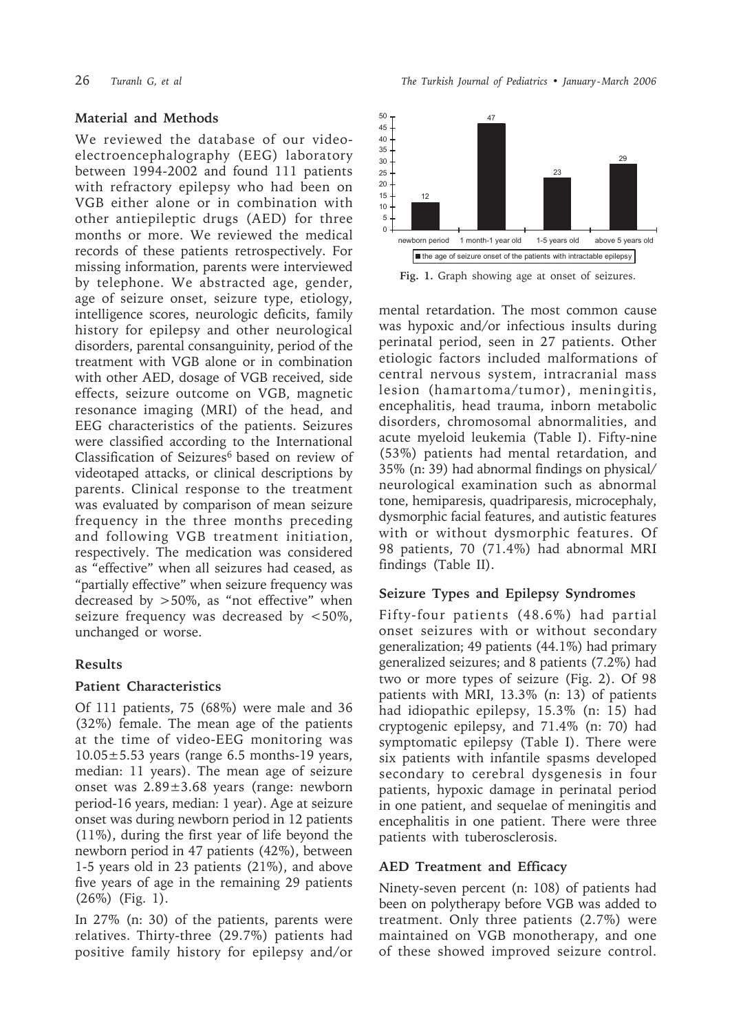## Material and Methods

We reviewed the database of our video-electroencephalography (EEG) laboratory between 1994-2002 and found 111 patients with refractory epilepsy who had been on VGB either alone or in combination with other antiepileptic drugs (AED) for three months or more. We reviewed the medical records of these patients retrospectively. For missing information, parents were interviewed by telephone. We abstracted age, gender, age of seizure onset, seizure type, etiology, intelligence scores, neurologic deficits, family history for epilepsy and other neurological disorders, parental consanguinity, period of the treatment with VGB alone or in combination with other AED, dosage of VGB received, side effects, seizure outcome on VGB, magnetic resonance imaging (MRI) of the head, and EEG characteristics of the patients. Seizures were classified according to the International Classification of Seizures[6] based on review of videotaped attacks, or clinical descriptions by parents. Clinical response to the treatment was evaluated by comparison of mean seizure frequency in the three months preceding and following VGB treatment initiation, respectively. The medication was considered as "effective" when all seizures had ceased, as "partially effective" when seizure frequency was decreased by >50%, as "not effective" when seizure frequency was decreased by <50%, unchanged or worse.

## Results

### Patient Characteristics

Of 111 patients, 75 (68%) were male and 36 (32%) female. The mean age of the patients at the time of video-EEG monitoring was 10.05±5.53 years (range 6.5 months-19 years, median: 11 years). The mean age of seizure onset was 2.89±3.68 years (range: newborn period-16 years, median: 1 year). Age at seizure onset was during newborn period in 12 patients (11%), during the first year of life beyond the newborn period in 47 patients (42%), between 1-5 years old in 23 patients (21%), and above five years of age in the remaining 29 patients (26%) (Fig. 1).

In 27% (n: 30) of the patients, parents were relatives. Thirty-three (29.7%) patients had positive family history for epilepsy and/or mental retardation. The most common cause was hypoxic and/or infectious insults during perinatal period, seen in 27 patients. Other etiologic factors included malformations of central nervous system, intracranial mass lesion (hamartoma/tumor), meningitis, encephalitis, head trauma, inborn metabolic disorders, chromosomal abnormalities, and acute myeloid leukemia (Table I). Fifty-nine (53%) patients had mental retardation, and 35% (n: 39) had abnormal findings on physical/neurological examination such as abnormal tone, hemiparesis, quadriparesis, microcephaly, dysmorphic facial features, and autistic features with or without dysmorphic features. Of 98 patients, 70 (71.4%) had abnormal MRI findings (Table II).

| Age of seizure onset | Number of patients |
|---|---|
| newborn period | 12 |
| 1 month-1 year old | 47 |
| 1-5 years old | 23 |
| above 5 years old | 29 |

**Fig. 1.** Graph showing age at onset of seizures.

### Seizure Types and Epilepsy Syndromes

Fifty-four patients (48.6%) had partial onset seizures with or without secondary generalization; 49 patients (44.1%) had primary generalized seizures; and 8 patients (7.2%) had two or more types of seizure (Fig. 2). Of 98 patients with MRI, 13.3% (n: 13) of patients had idiopathic epilepsy, 15.3% (n: 15) had cryptogenic epilepsy, and 71.4% (n: 70) had symptomatic epilepsy (Table I). There were six patients with infantile spasms developed secondary to cerebral dysgenesis in four patients, hypoxic damage in perinatal period in one patient, and sequelae of meningitis and encephalitis in one patient. There were three patients with tuberosclerosis.

### AED Treatment and Efficacy

Ninety-seven percent (n: 108) of patients had been on polytherapy before VGB was added to treatment. Only three patients (2.7%) were maintained on VGB monotherapy, and one of these showed improved seizure control.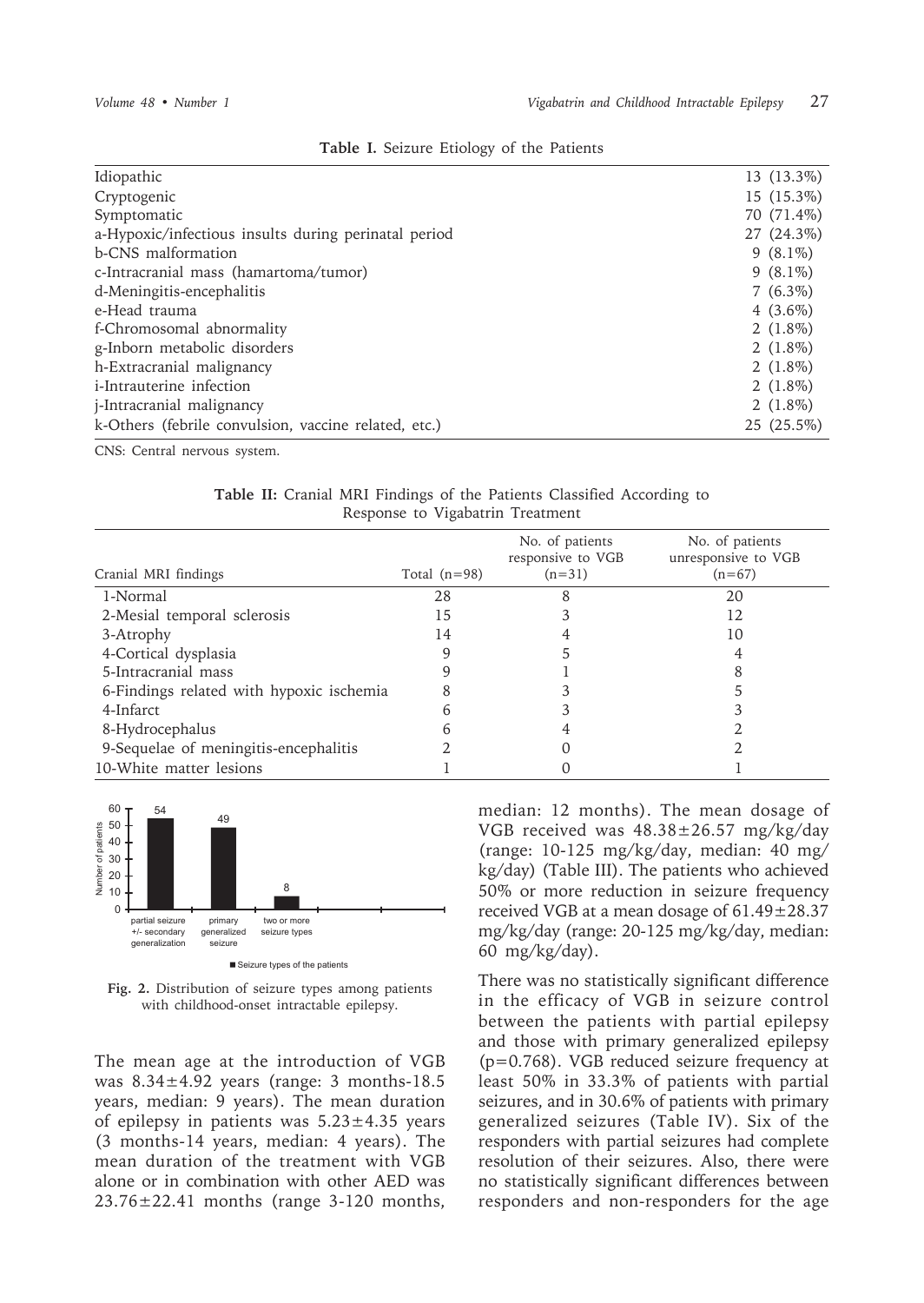**Table I.** Seizure Etiology of the Patients

| | |
|---|---|
| Idiopathic | 13 (13.3%) |
| Cryptogenic | 15 (15.3%) |
| Symptomatic | 70 (71.4%) |
| a-Hypoxic/infectious insults during perinatal period | 27 (24.3%) |
| b-CNS malformation | 9 (8.1%) |
| c-Intracranial mass (hamartoma/tumor) | 9 (8.1%) |
| d-Meningitis-encephalitis | 7 (6.3%) |
| e-Head trauma | 4 (3.6%) |
| f-Chromosomal abnormality | 2 (1.8%) |
| g-Inborn metabolic disorders | 2 (1.8%) |
| h-Extracranial malignancy | 2 (1.8%) |
| i-Intrauterine infection | 2 (1.8%) |
| j-Intracranial malignancy | 2 (1.8%) |
| k-Others (febrile convulsion, vaccine related, etc.) | 25 (25.5%) |

CNS: Central nervous system.

**Table II:** Cranial MRI Findings of the Patients Classified According to Response to Vigabatrin Treatment

| Cranial MRI findings | Total (n=98) | No. of patients responsive to VGB (n=31) | No. of patients unresponsive to VGB (n=67) |
|---|---|---|---|
| 1-Normal | 28 | 8 | 20 |
| 2-Mesial temporal sclerosis | 15 | 3 | 12 |
| 3-Atrophy | 14 | 4 | 10 |
| 4-Cortical dysplasia | 9 | 5 | 4 |
| 5-Intracranial mass | 9 | 1 | 8 |
| 6-Findings related with hypoxic ischemia | 8 | 3 | 5 |
| 4-Infarct | 6 | 3 | 3 |
| 8-Hydrocephalus | 6 | 4 | 2 |
| 9-Sequelae of meningitis-encephalitis | 2 | 0 | 2 |
| 10-White matter lesions | 1 | 0 | 1 |

| Seizure types of the patients | Number of patients |
|---|---|
| partial seizure +/- secondary generalization | 54 |
| primary generalized seizure | 49 |
| two or more seizure types | 8 |

**Fig. 2.** Distribution of seizure types among patients with childhood-onset intractable epilepsy.

The mean age at the introduction of VGB was 8.34±4.92 years (range: 3 months-18.5 years, median: 9 years). The mean duration of epilepsy in patients was 5.23±4.35 years (3 months-14 years, median: 4 years). The mean duration of the treatment with VGB alone or in combination with other AED was 23.76±22.41 months (range 3-120 months, median: 12 months). The mean dosage of VGB received was 48.38±26.57 mg/kg/day (range: 10-125 mg/kg/day, median: 40 mg/kg/day) (Table III). The patients who achieved 50% or more reduction in seizure frequency received VGB at a mean dosage of 61.49±28.37 mg/kg/day (range: 20-125 mg/kg/day, median: 60 mg/kg/day).

There was no statistically significant difference in the efficacy of VGB in seizure control between the patients with partial epilepsy and those with primary generalized epilepsy ($p=0.768$). VGB reduced seizure frequency at least 50% in 33.3% of patients with partial seizures, and in 30.6% of patients with primary generalized seizures (Table IV). Six of the responders with partial seizures had complete resolution of their seizures. Also, there were no statistically significant differences between responders and non-responders for the age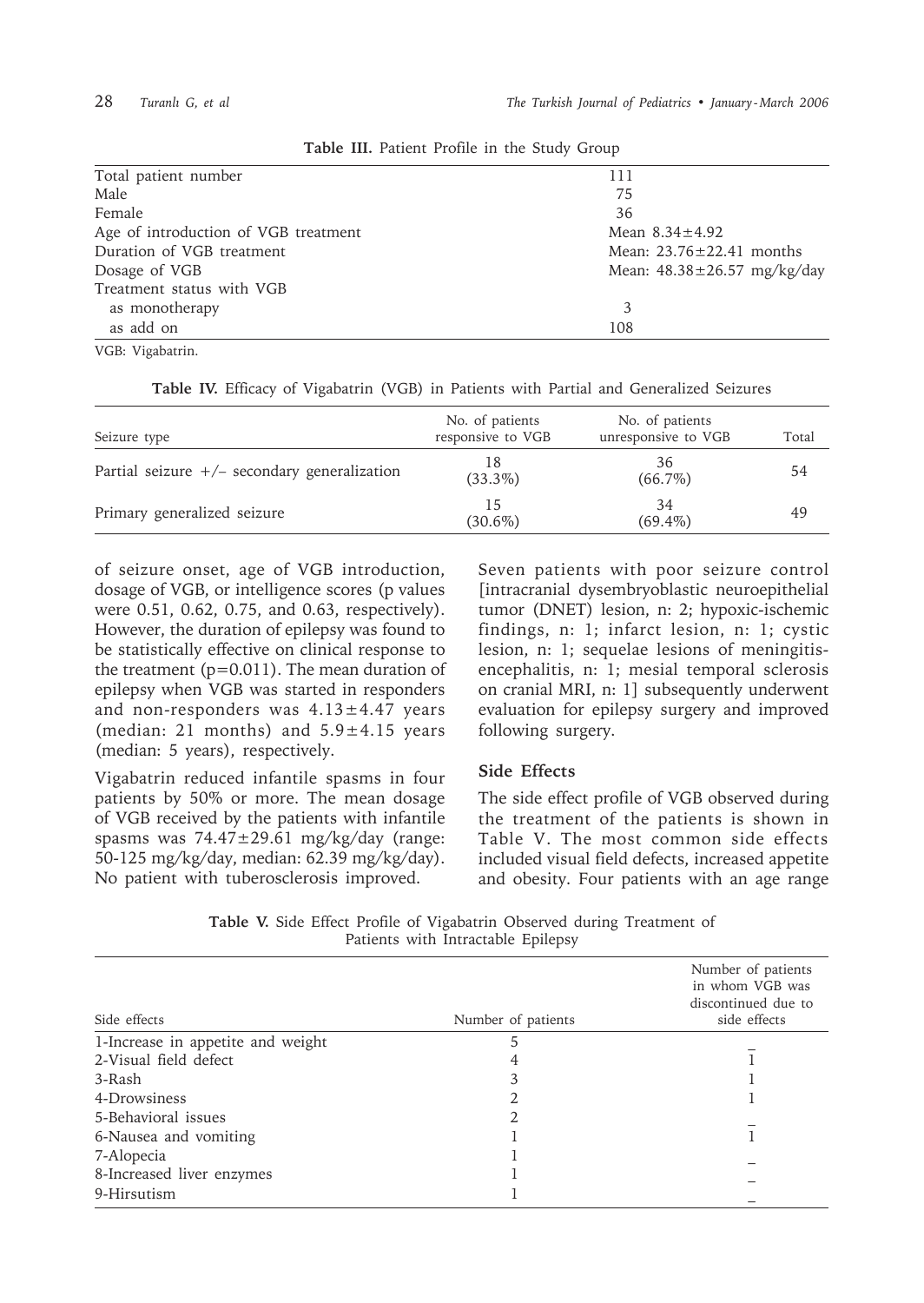**Table III.** Patient Profile in the Study Group

| | |
|---|---|
| Total patient number | 111 |
| Male | 75 |
| Female | 36 |
| Age of introduction of VGB treatment | Mean 8.34±4.92 |
| Duration of VGB treatment | Mean: 23.76±22.41 months |
| Dosage of VGB | Mean: 48.38±26.57 mg/kg/day |
| Treatment status with VGB | |
| as monotherapy | 3 |
| as add on | 108 |

VGB: Vigabatrin.

**Table IV.** Efficacy of Vigabatrin (VGB) in Patients with Partial and Generalized Seizures

| Seizure type | No. of patients responsive to VGB | No. of patients unresponsive to VGB | Total |
|---|---|---|---|
| Partial seizure +/– secondary generalization | 18 (33.3%) | 36 (66.7%) | 54 |
| Primary generalized seizure | 15 (30.6%) | 34 (69.4%) | 49 |

of seizure onset, age of VGB introduction, dosage of VGB, or intelligence scores (p values were 0.51, 0.62, 0.75, and 0.63, respectively). However, the duration of epilepsy was found to be statistically effective on clinical response to the treatment ($p=0.011$). The mean duration of epilepsy when VGB was started in responders and non-responders was 4.13±4.47 years (median: 21 months) and 5.9±4.15 years (median: 5 years), respectively.

Vigabatrin reduced infantile spasms in four patients by 50% or more. The mean dosage of VGB received by the patients with infantile spasms was 74.47±29.61 mg/kg/day (range: 50-125 mg/kg/day, median: 62.39 mg/kg/day). No patient with tuberosclerosis improved.

Seven patients with poor seizure control [intracranial dysembryoblastic neuroepithelial tumor (DNET) lesion, n: 2; hypoxic-ischemic findings, n: 1; infarct lesion, n: 1; cystic lesion, n: 1; sequelae lesions of meningitis-encephalitis, n: 1; mesial temporal sclerosis on cranial MRI, n: 1] subsequently underwent evaluation for epilepsy surgery and improved following surgery.

## Side Effects

The side effect profile of VGB observed during the treatment of the patients is shown in Table V. The most common side effects included visual field defects, increased appetite and obesity. Four patients with an age range

**Table V.** Side Effect Profile of Vigabatrin Observed during Treatment of Patients with Intractable Epilepsy

| Side effects | Number of patients | Number of patients in whom VGB was discontinued due to side effects |
|---|---|---|
| 1-Increase in appetite and weight | 5 | – |
| 2-Visual field defect | 4 | 1 |
| 3-Rash | 3 | 1 |
| 4-Drowsiness | 2 | 1 |
| 5-Behavioral issues | 2 | – |
| 6-Nausea and vomiting | 1 | 1 |
| 7-Alopecia | 1 | – |
| 8-Increased liver enzymes | 1 | – |
| 9-Hirsutism | 1 | – |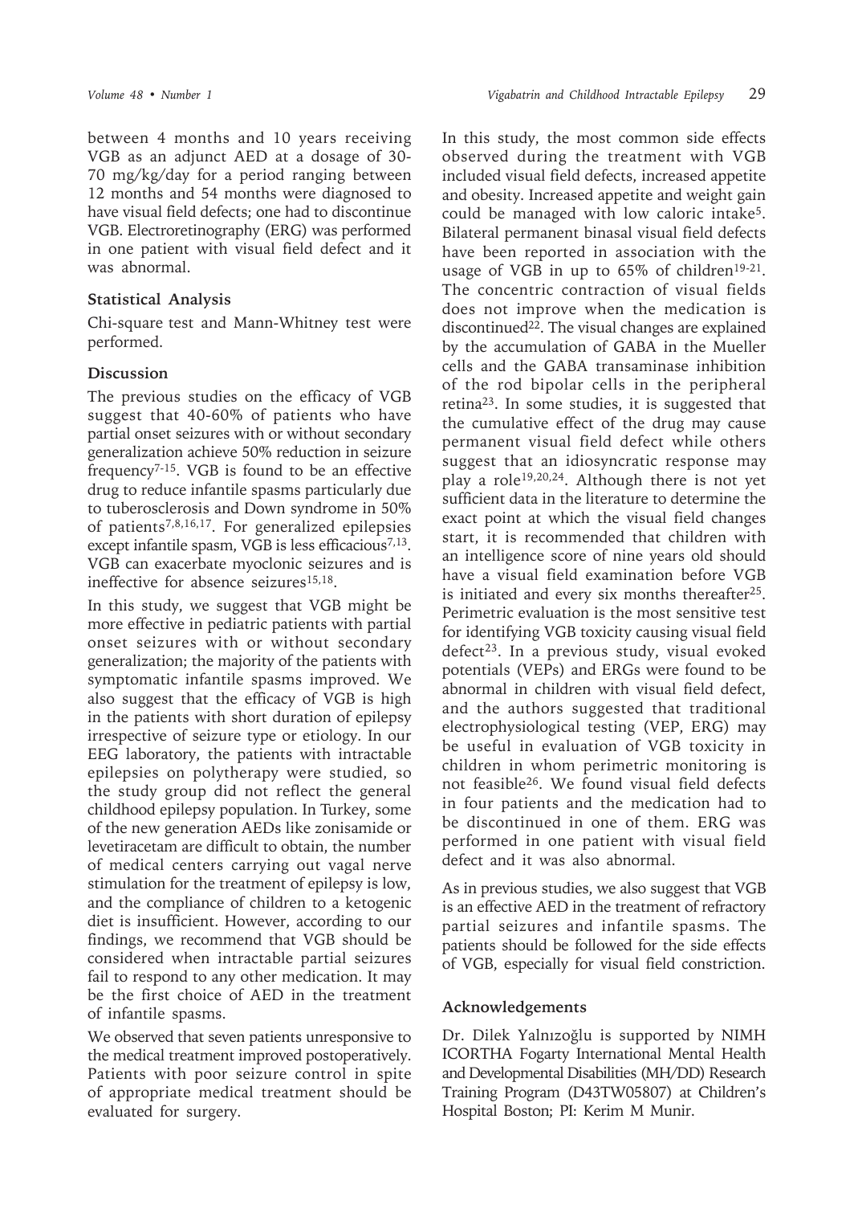between 4 months and 10 years receiving VGB as an adjunct AED at a dosage of 30-70 mg/kg/day for a period ranging between 12 months and 54 months were diagnosed to have visual field defects; one had to discontinue VGB. Electroretinography (ERG) was performed in one patient with visual field defect and it was abnormal.

### Statistical Analysis

Chi-square test and Mann-Whitney test were performed.

### Discussion

The previous studies on the efficacy of VGB suggest that 40-60% of patients who have partial onset seizures with or without secondary generalization achieve 50% reduction in seizure frequency[7-15]. VGB is found to be an effective drug to reduce infantile spasms particularly due to tuberosclerosis and Down syndrome in 50% of patients[7,8,16,17]. For generalized epilepsies except infantile spasm, VGB is less efficacious[7,13]. VGB can exacerbate myoclonic seizures and is ineffective for absence seizures[15,18].

In this study, we suggest that VGB might be more effective in pediatric patients with partial onset seizures with or without secondary generalization; the majority of the patients with symptomatic infantile spasms improved. We also suggest that the efficacy of VGB is high in the patients with short duration of epilepsy irrespective of seizure type or etiology. In our EEG laboratory, the patients with intractable epilepsies on polytherapy were studied, so the study group did not reflect the general childhood epilepsy population. In Turkey, some of the new generation AEDs like zonisamide or levetiracetam are difficult to obtain, the number of medical centers carrying out vagal nerve stimulation for the treatment of epilepsy is low, and the compliance of children to a ketogenic diet is insufficient. However, according to our findings, we recommend that VGB should be considered when intractable partial seizures fail to respond to any other medication. It may be the first choice of AED in the treatment of infantile spasms.

We observed that seven patients unresponsive to the medical treatment improved postoperatively. Patients with poor seizure control in spite of appropriate medical treatment should be evaluated for surgery.

In this study, the most common side effects observed during the treatment with VGB included visual field defects, increased appetite and obesity. Increased appetite and weight gain could be managed with low caloric intake[5]. Bilateral permanent binasal visual field defects have been reported in association with the usage of VGB in up to 65% of children[19-21]. The concentric contraction of visual fields does not improve when the medication is discontinued[22]. The visual changes are explained by the accumulation of GABA in the Mueller cells and the GABA transaminase inhibition of the rod bipolar cells in the peripheral retina[23]. In some studies, it is suggested that the cumulative effect of the drug may cause permanent visual field defect while others suggest that an idiosyncratic response may play a role[19,20,24]. Although there is not yet sufficient data in the literature to determine the exact point at which the visual field changes start, it is recommended that children with an intelligence score of nine years old should have a visual field examination before VGB is initiated and every six months thereafter[25]. Perimetric evaluation is the most sensitive test for identifying VGB toxicity causing visual field defect[23]. In a previous study, visual evoked potentials (VEPs) and ERGs were found to be abnormal in children with visual field defect, and the authors suggested that traditional electrophysiological testing (VEP, ERG) may be useful in evaluation of VGB toxicity in children in whom perimetric monitoring is not feasible[26]. We found visual field defects in four patients and the medication had to be discontinued in one of them. ERG was performed in one patient with visual field defect and it was also abnormal.

As in previous studies, we also suggest that VGB is an effective AED in the treatment of refractory partial seizures and infantile spasms. The patients should be followed for the side effects of VGB, especially for visual field constriction.

### Acknowledgements

Dr. Dilek Yalnızoğlu is supported by NIMH ICORTHA Fogarty International Mental Health and Developmental Disabilities (MH/DD) Research Training Program (D43TW05807) at Children's Hospital Boston; PI: Kerim M Munir.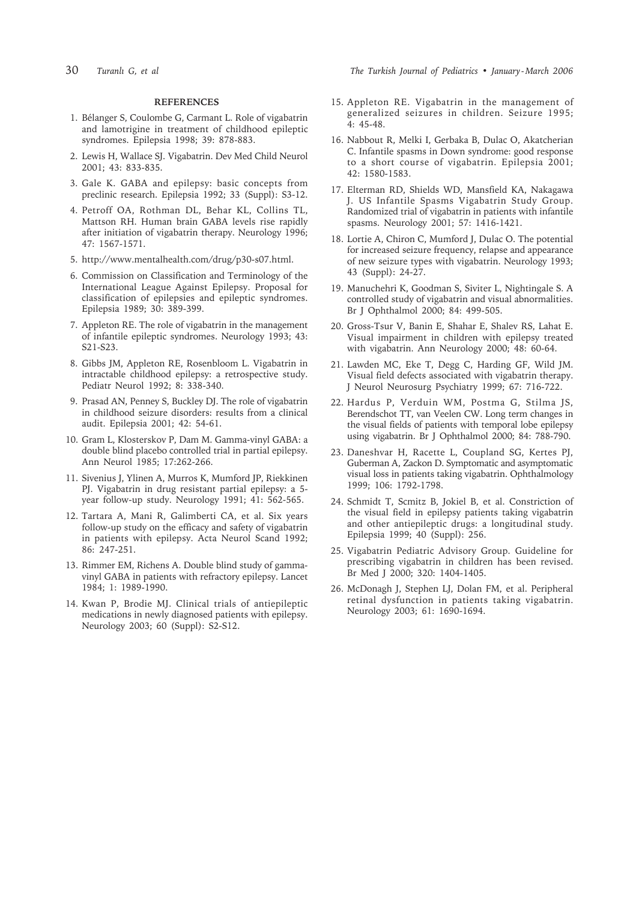## REFERENCES

1. Bélanger S, Coulombe G, Carmant L. Role of vigabatrin and lamotrigine in treatment of childhood epileptic syndromes. Epilepsia 1998; 39: 878-883.
2. Lewis H, Wallace SJ. Vigabatrin. Dev Med Child Neurol 2001; 43: 833-835.
3. Gale K. GABA and epilepsy: basic concepts from preclinic research. Epilepsia 1992; 33 (Suppl): S3-12.
4. Petroff OA, Rothman DL, Behar KL, Collins TL, Mattson RH. Human brain GABA levels rise rapidly after initiation of vigabatrin therapy. Neurology 1996; 47: 1567-1571.
5. http://www.mentalhealth.com/drug/p30-s07.html.
6. Commission on Classification and Terminology of the International League Against Epilepsy. Proposal for classification of epilepsies and epileptic syndromes. Epilepsia 1989; 30: 389-399.
7. Appleton RE. The role of vigabatrin in the management of infantile epileptic syndromes. Neurology 1993; 43: S21-S23.
8. Gibbs JM, Appleton RE, Rosenbloom L. Vigabatrin in intractable childhood epilepsy: a retrospective study. Pediatr Neurol 1992; 8: 338-340.
9. Prasad AN, Penney S, Buckley DJ. The role of vigabatrin in childhood seizure disorders: results from a clinical audit. Epilepsia 2001; 42: 54-61.
10. Gram L, Klosterskov P, Dam M. Gamma-vinyl GABA: a double blind placebo controlled trial in partial epilepsy. Ann Neurol 1985; 17:262-266.
11. Sivenius J, Ylinen A, Murros K, Mumford JP, Riekkinen PJ. Vigabatrin in drug resistant partial epilepsy: a 5-year follow-up study. Neurology 1991; 41: 562-565.
12. Tartara A, Mani R, Galimberti CA, et al. Six years follow-up study on the efficacy and safety of vigabatrin in patients with epilepsy. Acta Neurol Scand 1992; 86: 247-251.
13. Rimmer EM, Richens A. Double blind study of gamma-vinyl GABA in patients with refractory epilepsy. Lancet 1984; 1: 1989-1990.
14. Kwan P, Brodie MJ. Clinical trials of antiepileptic medications in newly diagnosed patients with epilepsy. Neurology 2003; 60 (Suppl): S2-S12.
15. Appleton RE. Vigabatrin in the management of generalized seizures in children. Seizure 1995; 4: 45-48.
16. Nabbout R, Melki I, Gerbaka B, Dulac O, Akatcherian C. Infantile spasms in Down syndrome: good response to a short course of vigabatrin. Epilepsia 2001; 42: 1580-1583.
17. Elterman RD, Shields WD, Mansfield KA, Nakagawa J. US Infantile Spasms Vigabatrin Study Group. Randomized trial of vigabatrin in patients with infantile spasms. Neurology 2001; 57: 1416-1421.
18. Lortie A, Chiron C, Mumford J, Dulac O. The potential for increased seizure frequency, relapse and appearance of new seizure types with vigabatrin. Neurology 1993; 43 (Suppl): 24-27.
19. Manuchehri K, Goodman S, Siviter L, Nightingale S. A controlled study of vigabatrin and visual abnormalities. Br J Ophthalmol 2000; 84: 499-505.
20. Gross-Tsur V, Banin E, Shahar E, Shalev RS, Lahat E. Visual impairment in children with epilepsy treated with vigabatrin. Ann Neurology 2000; 48: 60-64.
21. Lawden MC, Eke T, Degg C, Harding GF, Wild JM. Visual field defects associated with vigabatrin therapy. J Neurol Neurosurg Psychiatry 1999; 67: 716-722.
22. Hardus P, Verduin WM, Postma G, Stilma JS, Berendschot TT, van Veelen CW. Long term changes in the visual fields of patients with temporal lobe epilepsy using vigabatrin. Br J Ophthalmol 2000; 84: 788-790.
23. Daneshvar H, Racette L, Coupland SG, Kertes PJ, Guberman A, Zackon D. Symptomatic and asymptomatic visual loss in patients taking vigabatrin. Ophthalmology 1999; 106: 1792-1798.
24. Schmidt T, Scmitz B, Jokiel B, et al. Constriction of the visual field in epilepsy patients taking vigabatrin and other antiepileptic drugs: a longitudinal study. Epilepsia 1999; 40 (Suppl): 256.
25. Vigabatrin Pediatric Advisory Group. Guideline for prescribing vigabatrin in children has been revised. Br Med J 2000; 320: 1404-1405.
26. McDonagh J, Stephen LJ, Dolan FM, et al. Peripheral retinal dysfunction in patients taking vigabatrin. Neurology 2003; 61: 1690-1694.